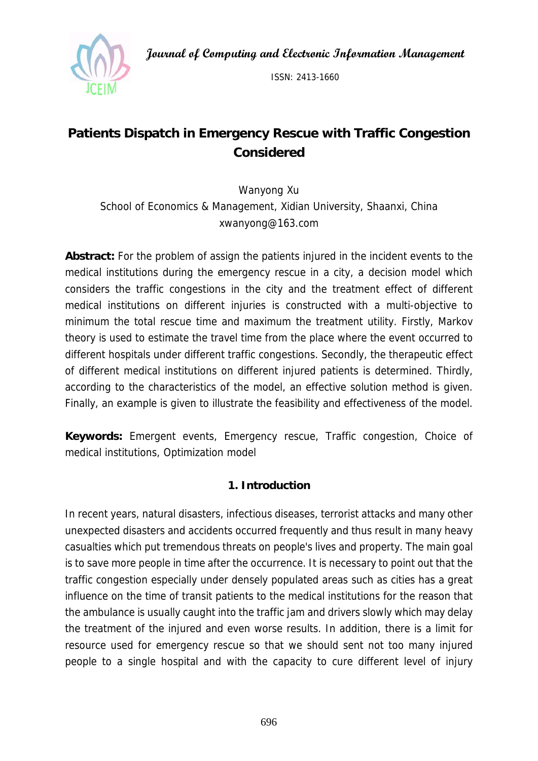# Patients Dispatch in Emergency Rescue with Traffic Congestion Considered

Wanyong Xu
School of Economics & Management, Xidian University, Shaanxi, China
xwanyong@163.com

**Abstract:** For the problem of assign the patients injured in the incident events to the medical institutions during the emergency rescue in a city, a decision model which considers the traffic congestions in the city and the treatment effect of different medical institutions on different injuries is constructed with a multi-objective to minimum the total rescue time and maximum the treatment utility. Firstly, Markov theory is used to estimate the travel time from the place where the event occurred to different hospitals under different traffic congestions. Secondly, the therapeutic effect of different medical institutions on different injured patients is determined. Thirdly, according to the characteristics of the model, an effective solution method is given. Finally, an example is given to illustrate the feasibility and effectiveness of the model.

**Keywords:** Emergent events, Emergency rescue, Traffic congestion, Choice of medical institutions, Optimization model

## 1. Introduction

In recent years, natural disasters, infectious diseases, terrorist attacks and many other unexpected disasters and accidents occurred frequently and thus result in many heavy casualties which put tremendous threats on people's lives and property. The main goal is to save more people in time after the occurrence. It is necessary to point out that the traffic congestion especially under densely populated areas such as cities has a great influence on the time of transit patients to the medical institutions for the reason that the ambulance is usually caught into the traffic jam and drivers slowly which may delay the treatment of the injured and even worse results. In addition, there is a limit for resource used for emergency rescue so that we should sent not too many injured people to a single hospital and with the capacity to cure different level of injury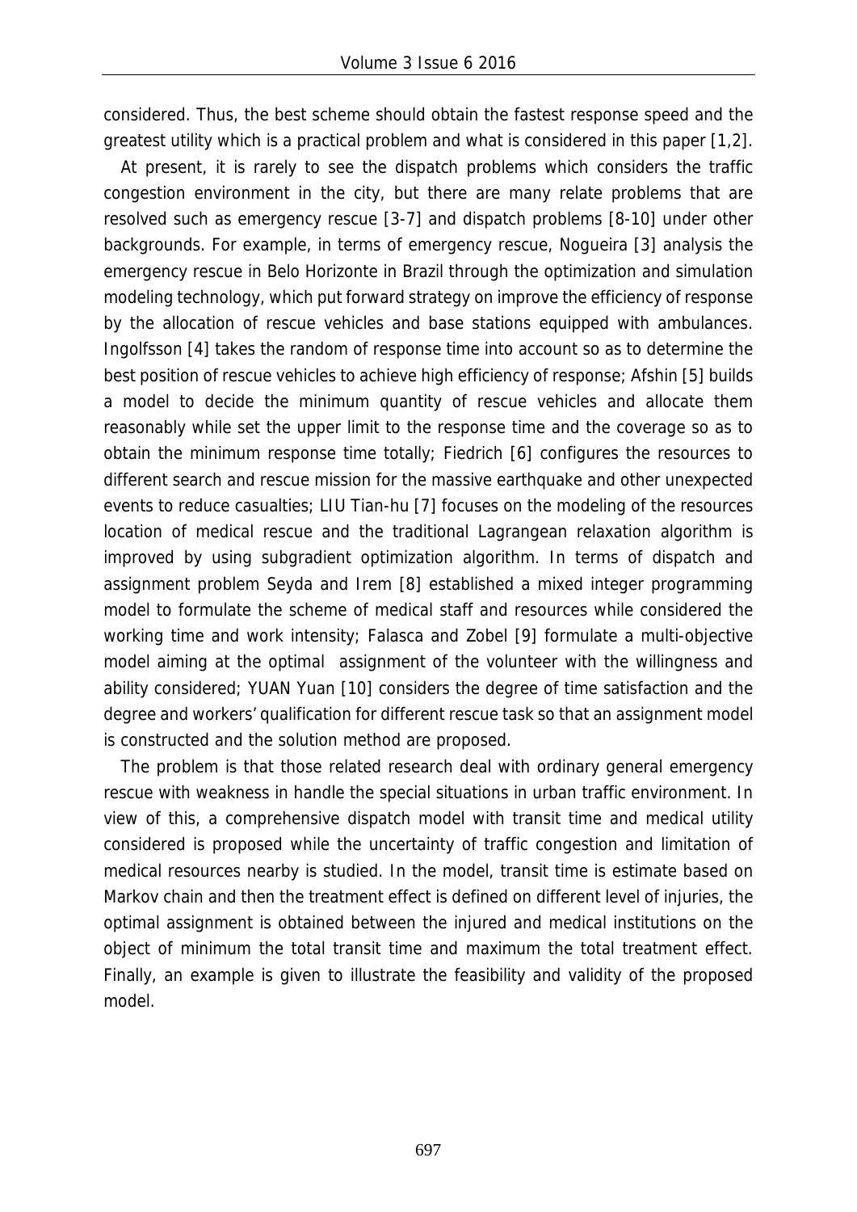considered. Thus, the best scheme should obtain the fastest response speed and the greatest utility which is a practical problem and what is considered in this paper [1,2].

At present, it is rarely to see the dispatch problems which considers the traffic congestion environment in the city, but there are many relate problems that are resolved such as emergency rescue [3-7] and dispatch problems [8-10] under other backgrounds. For example, in terms of emergency rescue, Nogueira [3] analysis the emergency rescue in Belo Horizonte in Brazil through the optimization and simulation modeling technology, which put forward strategy on improve the efficiency of response by the allocation of rescue vehicles and base stations equipped with ambulances. Ingolfsson [4] takes the random of response time into account so as to determine the best position of rescue vehicles to achieve high efficiency of response; Afshin [5] builds a model to decide the minimum quantity of rescue vehicles and allocate them reasonably while set the upper limit to the response time and the coverage so as to obtain the minimum response time totally; Fiedrich [6] configures the resources to different search and rescue mission for the massive earthquake and other unexpected events to reduce casualties; LIU Tian-hu [7] focuses on the modeling of the resources location of medical rescue and the traditional Lagrangean relaxation algorithm is improved by using subgradient optimization algorithm. In terms of dispatch and assignment problem Seyda and Irem [8] established a mixed integer programming model to formulate the scheme of medical staff and resources while considered the working time and work intensity; Falasca and Zobel [9] formulate a multi-objective model aiming at the optimal assignment of the volunteer with the willingness and ability considered; YUAN Yuan [10] considers the degree of time satisfaction and the degree and workers' qualification for different rescue task so that an assignment model is constructed and the solution method are proposed.

The problem is that those related research deal with ordinary general emergency rescue with weakness in handle the special situations in urban traffic environment. In view of this, a comprehensive dispatch model with transit time and medical utility considered is proposed while the uncertainty of traffic congestion and limitation of medical resources nearby is studied. In the model, transit time is estimate based on Markov chain and then the treatment effect is defined on different level of injuries, the optimal assignment is obtained between the injured and medical institutions on the object of minimum the total transit time and maximum the total treatment effect. Finally, an example is given to illustrate the feasibility and validity of the proposed model.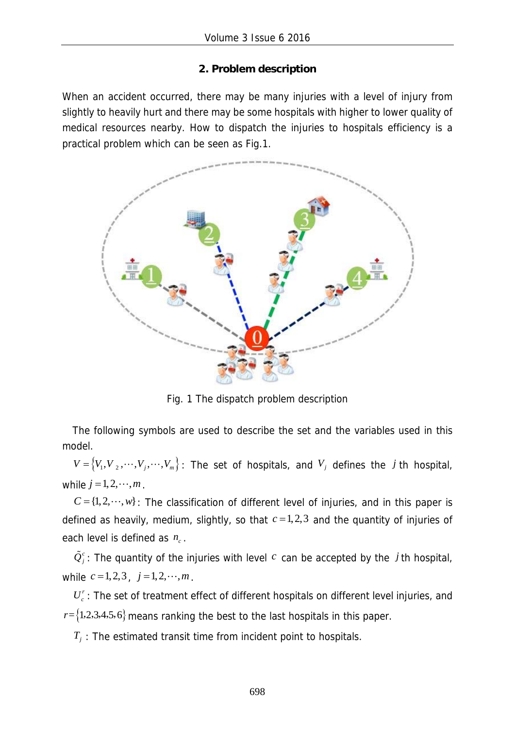## 2. Problem description

When an accident occurred, there may be many injuries with a level of injury from slightly to heavily hurt and there may be some hospitals with higher to lower quality of medical resources nearby. How to dispatch the injuries to hospitals efficiency is a practical problem which can be seen as Fig.1.

Fig. 1 The dispatch problem description

The following symbols are used to describe the set and the variables used in this model.

$V = \{V_1, V_2, \cdots, V_j, \cdots, V_m\}$: The set of hospitals, and $V_j$ defines the $j$th hospital, while $j = 1, 2, \cdots, m$.

$C = \{1, 2, \cdots, w\}$: The classification of different level of injuries, and in this paper is defined as heavily, medium, slightly, so that $c = 1, 2, 3$ and the quantity of injuries of each level is defined as $n_c$.

$\tilde{Q}_j^c$: The quantity of the injuries with level $c$ can be accepted by the $j$th hospital, while $c = 1, 2, 3$, $j = 1, 2, \cdots, m$.

$U_c^r$: The set of treatment effect of different hospitals on different level injuries, and $r = \{1, 2, 3, 4, 5, 6\}$ means ranking the best to the last hospitals in this paper.

$T_j$ : The estimated transit time from incident point to hospitals.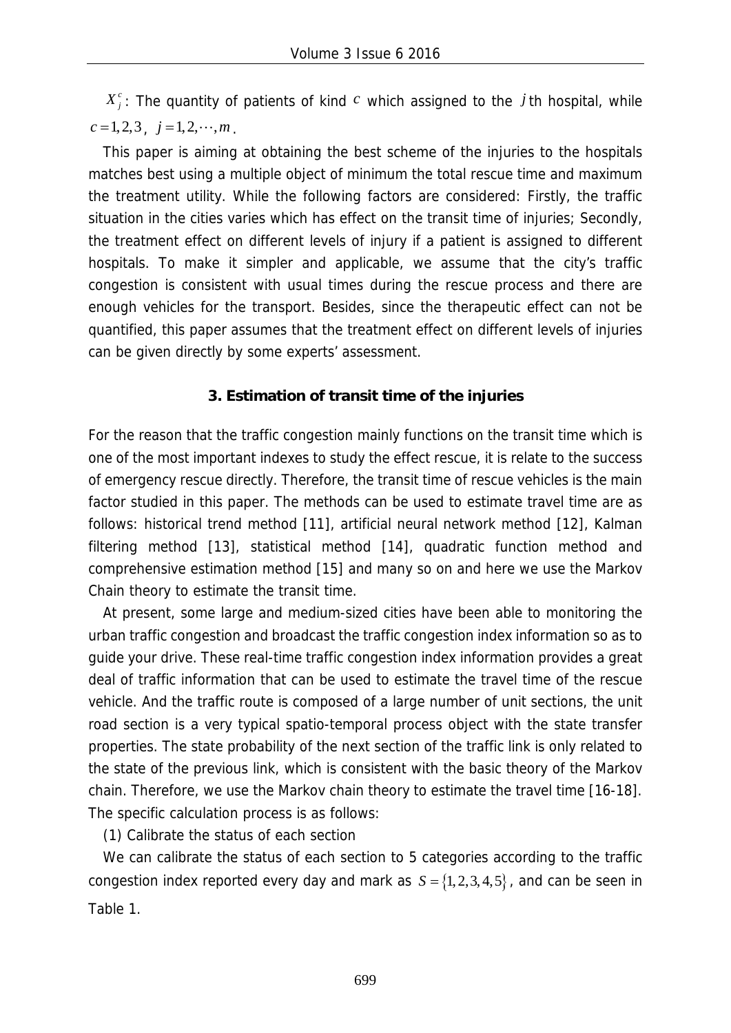$X_j^c$: The quantity of patients of kind $c$ which assigned to the $j$th hospital, while $c = 1, 2, 3$, $j = 1, 2, \cdots, m$.

This paper is aiming at obtaining the best scheme of the injuries to the hospitals matches best using a multiple object of minimum the total rescue time and maximum the treatment utility. While the following factors are considered: Firstly, the traffic situation in the cities varies which has effect on the transit time of injuries; Secondly, the treatment effect on different levels of injury if a patient is assigned to different hospitals. To make it simpler and applicable, we assume that the city's traffic congestion is consistent with usual times during the rescue process and there are enough vehicles for the transport. Besides, since the therapeutic effect can not be quantified, this paper assumes that the treatment effect on different levels of injuries can be given directly by some experts' assessment.

### 3. Estimation of transit time of the injuries

For the reason that the traffic congestion mainly functions on the transit time which is one of the most important indexes to study the effect rescue, it is relate to the success of emergency rescue directly. Therefore, the transit time of rescue vehicles is the main factor studied in this paper. The methods can be used to estimate travel time are as follows: historical trend method [11], artificial neural network method [12], Kalman filtering method [13], statistical method [14], quadratic function method and comprehensive estimation method [15] and many so on and here we use the Markov Chain theory to estimate the transit time.

At present, some large and medium-sized cities have been able to monitoring the urban traffic congestion and broadcast the traffic congestion index information so as to guide your drive. These real-time traffic congestion index information provides a great deal of traffic information that can be used to estimate the travel time of the rescue vehicle. And the traffic route is composed of a large number of unit sections, the unit road section is a very typical spatio-temporal process object with the state transfer properties. The state probability of the next section of the traffic link is only related to the state of the previous link, which is consistent with the basic theory of the Markov chain. Therefore, we use the Markov chain theory to estimate the travel time [16-18]. The specific calculation process is as follows:

(1) Calibrate the status of each section

We can calibrate the status of each section to 5 categories according to the traffic congestion index reported every day and mark as $S = \{1, 2, 3, 4, 5\}$, and can be seen in Table 1.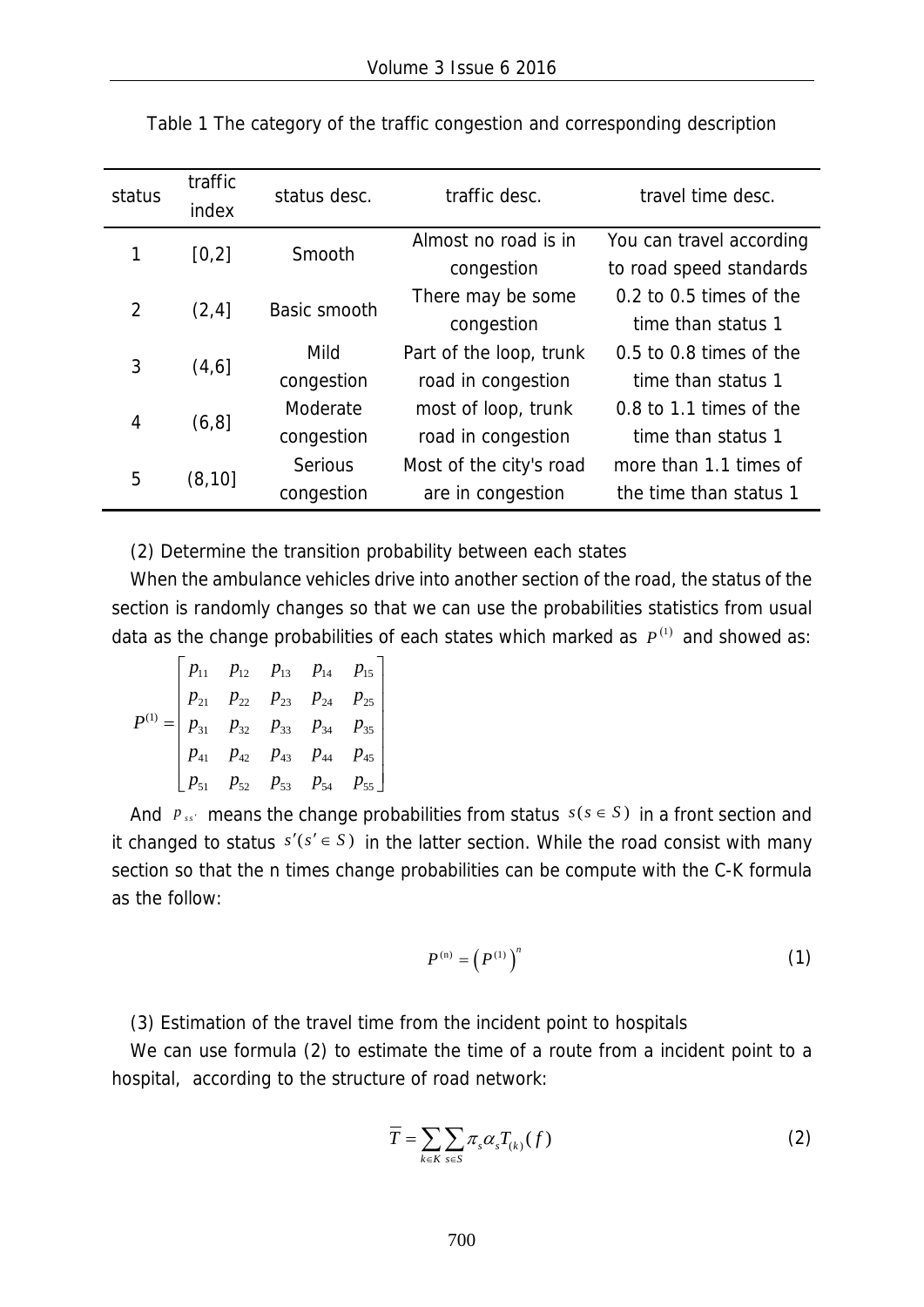Table 1 The category of the traffic congestion and corresponding description

| status | traffic index | status desc. | traffic desc. | travel time desc. |
|---|---|---|---|---|
| 1 | [0,2] | Smooth | Almost no road is in congestion | You can travel according to road speed standards |
| 2 | (2,4] | Basic smooth | There may be some congestion | 0.2 to 0.5 times of the time than status 1 |
| 3 | (4,6] | Mild congestion | Part of the loop, trunk road in congestion | 0.5 to 0.8 times of the time than status 1 |
| 4 | (6,8] | Moderate congestion | most of loop, trunk road in congestion | 0.8 to 1.1 times of the time than status 1 |
| 5 | (8,10] | Serious congestion | Most of the city's road are in congestion | more than 1.1 times of the time than status 1 |

(2) Determine the transition probability between each states

When the ambulance vehicles drive into another section of the road, the status of the section is randomly changes so that we can use the probabilities statistics from usual data as the change probabilities of each states which marked as $P^{(1)}$ and showed as:

$$P^{(1)} = \begin{bmatrix} p_{11} & p_{12} & p_{13} & p_{14} & p_{15} \\ p_{21} & p_{22} & p_{23} & p_{24} & p_{25} \\ p_{31} & p_{32} & p_{33} & p_{34} & p_{35} \\ p_{41} & p_{42} & p_{43} & p_{44} & p_{45} \\ p_{51} & p_{52} & p_{53} & p_{54} & p_{55} \end{bmatrix}$$

And $p_{ss'}$ means the change probabilities from status $s(s \in S)$ in a front section and it changed to status $s'(s' \in S)$ in the latter section. While the road consist with many section so that the n times change probabilities can be compute with the C-K formula as the follow:

$$P^{(n)} = \left(P^{(1)}\right)^n \tag{1}$$

(3) Estimation of the travel time from the incident point to hospitals

We can use formula (2) to estimate the time of a route from a incident point to a hospital, according to the structure of road network:

$$\overline{T} = \sum_{k \in K} \sum_{s \in S} \pi_s \alpha_s T_{(k)}(f) \tag{2}$$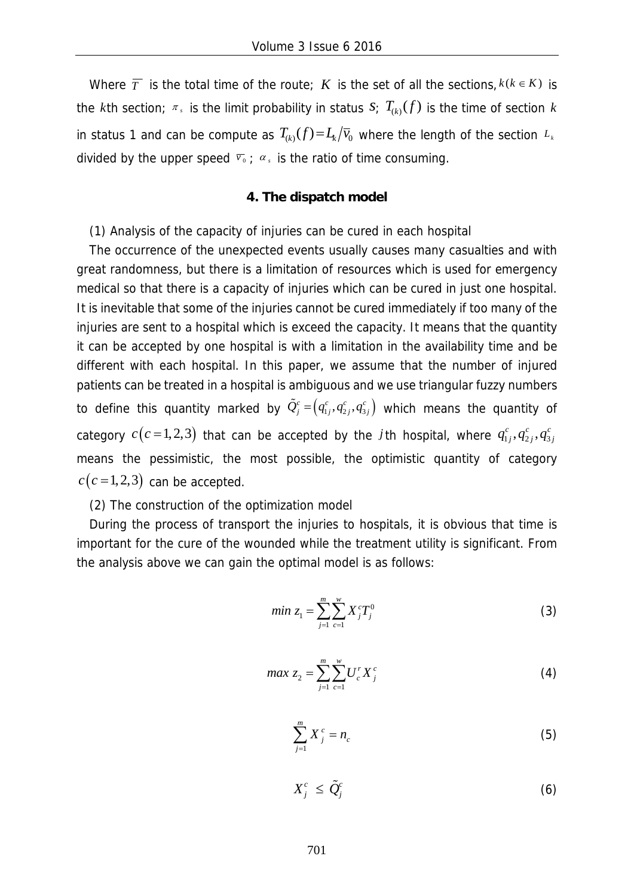Where $\overline{T}$ is the total time of the route; $K$ is the set of all the sections, $k(k \in K)$ is the $k$th section; $\pi_s$ is the limit probability in status $S$; $T_{(k)}(f)$ is the time of section $k$ in status 1 and can be compute as $T_{(k)}(f)=L_k/\overline{v}_0$ where the length of the section $L_k$ divided by the upper speed $\overline{v}_0$; $\alpha_s$ is the ratio of time consuming.

## 4. The dispatch model

(1) Analysis of the capacity of injuries can be cured in each hospital

The occurrence of the unexpected events usually causes many casualties and with great randomness, but there is a limitation of resources which is used for emergency medical so that there is a capacity of injuries which can be cured in just one hospital. It is inevitable that some of the injuries cannot be cured immediately if too many of the injuries are sent to a hospital which is exceed the capacity. It means that the quantity it can be accepted by one hospital is with a limitation in the availability time and be different with each hospital. In this paper, we assume that the number of injured patients can be treated in a hospital is ambiguous and we use triangular fuzzy numbers to define this quantity marked by $\tilde{Q}_j^c=\left(q_{1j}^c,q_{2j}^c,q_{3j}^c\right)$ which means the quantity of category $c\left(c=1,2,3\right)$ that can be accepted by the $j$th hospital, where $q_{1j}^c,q_{2j}^c,q_{3j}^c$ means the pessimistic, the most possible, the optimistic quantity of category $c\left(c=1,2,3\right)$ can be accepted.

(2) The construction of the optimization model

During the process of transport the injuries to hospitals, it is obvious that time is important for the cure of the wounded while the treatment utility is significant. From the analysis above we can gain the optimal model is as follows:

$$min\ z_1=\sum_{j=1}^{m}\sum_{c=1}^{w}X_j^cT_j^0 \tag{3}$$

$$max\ z_2=\sum_{j=1}^{m}\sum_{c=1}^{w}U_c^rX_j^c \tag{4}$$

$$\sum_{j=1}^{m}X_j^c=n_c \tag{5}$$

$$X_j^c \le \tilde{Q}_j^c \tag{6}$$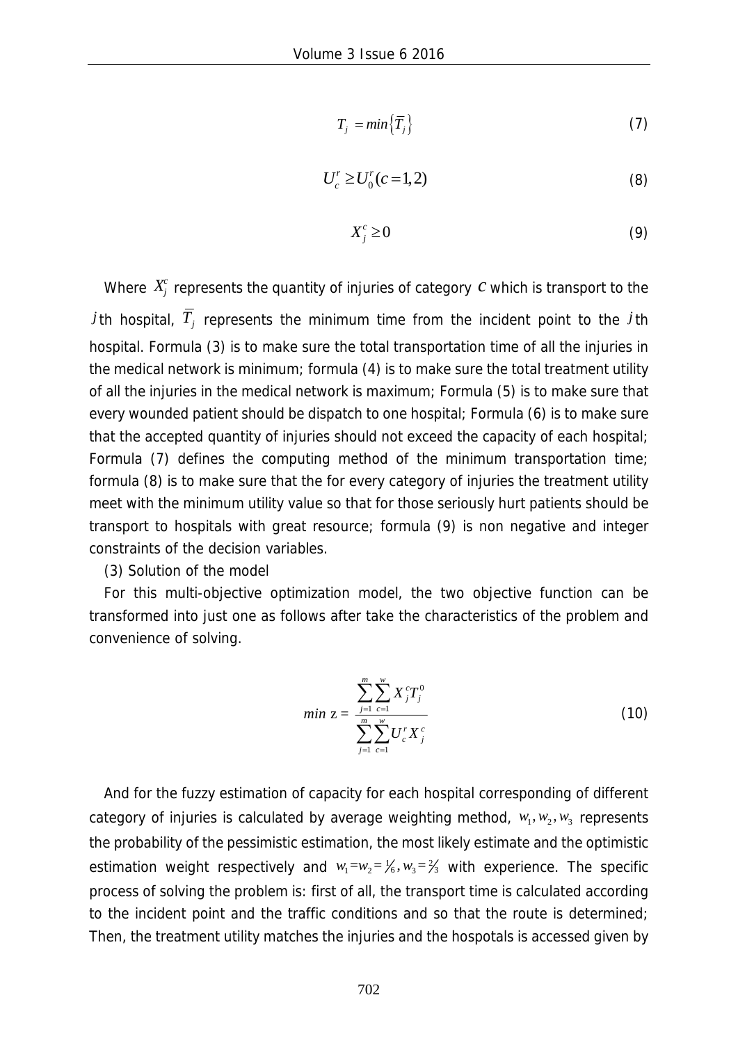$$T_j = min\{\overline{T}_j\} \tag{7}$$

$$U_c^r \geq U_0^r (c=1,2) \tag{8}$$

$$X_j^c \geq 0 \tag{9}$$

Where $X_j^c$ represents the quantity of injuries of category $c$ which is transport to the $j$th hospital, $\overline{T}_j$ represents the minimum time from the incident point to the $j$th hospital. Formula (3) is to make sure the total transportation time of all the injuries in the medical network is minimum; formula (4) is to make sure the total treatment utility of all the injuries in the medical network is maximum; Formula (5) is to make sure that every wounded patient should be dispatch to one hospital; Formula (6) is to make sure that the accepted quantity of injuries should not exceed the capacity of each hospital; Formula (7) defines the computing method of the minimum transportation time; formula (8) is to make sure that the for every category of injuries the treatment utility meet with the minimum utility value so that for those seriously hurt patients should be transport to hospitals with great resource; formula (9) is non negative and integer constraints of the decision variables.

(3) Solution of the model

For this multi-objective optimization model, the two objective function can be transformed into just one as follows after take the characteristics of the problem and convenience of solving.

$$min\ z = \frac{\sum_{j=1}^{m}\sum_{c=1}^{w} X_j^c T_j^0}{\sum_{j=1}^{m}\sum_{c=1}^{w} U_c^r X_j^c} \tag{10}$$

And for the fuzzy estimation of capacity for each hospital corresponding of different category of injuries is calculated by average weighting method, $w_1, w_2, w_3$ represents the probability of the pessimistic estimation, the most likely estimate and the optimistic estimation weight respectively and $w_1 = w_2 = 1/6, w_3 = 2/3$ with experience. The specific process of solving the problem is: first of all, the transport time is calculated according to the incident point and the traffic conditions and so that the route is determined; Then, the treatment utility matches the injuries and the hospotals is accessed given by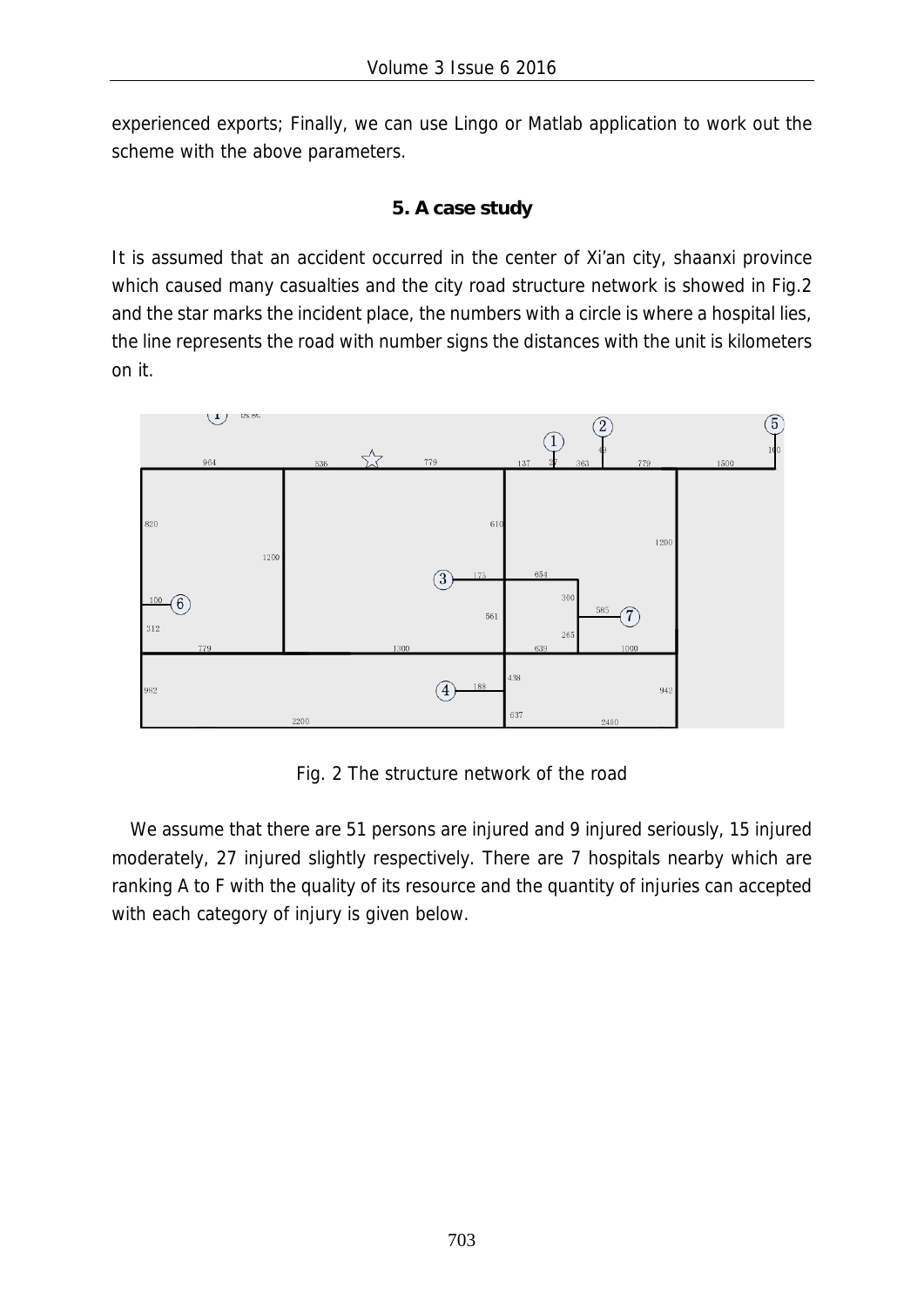experienced exports; Finally, we can use Lingo or Matlab application to work out the scheme with the above parameters.

## 5. A case study

It is assumed that an accident occurred in the center of Xi'an city, shaanxi province which caused many casualties and the city road structure network is showed in Fig.2 and the star marks the incident place, the numbers with a circle is where a hospital lies, the line represents the road with number signs the distances with the unit is kilometers on it.

Fig. 2 The structure network of the road

We assume that there are 51 persons are injured and 9 injured seriously, 15 injured moderately, 27 injured slightly respectively. There are 7 hospitals nearby which are ranking A to F with the quality of its resource and the quantity of injuries can accepted with each category of injury is given below.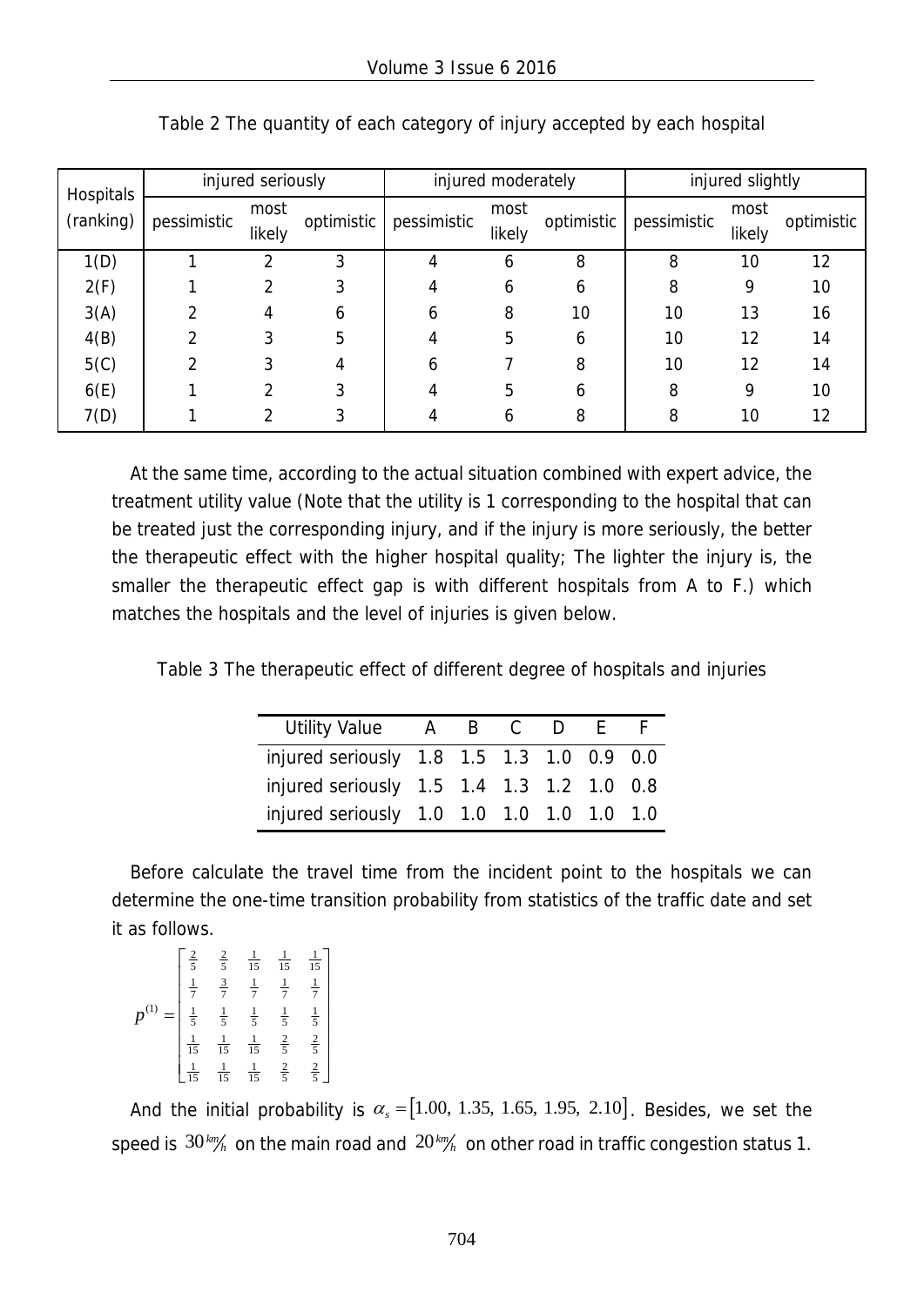Table 2 The quantity of each category of injury accepted by each hospital

| Hospitals (ranking) | injured seriously | | | injured moderately | | | injured slightly | | |
|---|---|---|---|---|---|---|---|---|---|
| | pessimistic | most likely | optimistic | pessimistic | most likely | optimistic | pessimistic | most likely | optimistic |
| 1(D) | 1 | 2 | 3 | 4 | 6 | 8 | 8 | 10 | 12 |
| 2(F) | 1 | 2 | 3 | 4 | 6 | 6 | 8 | 9 | 10 |
| 3(A) | 2 | 4 | 6 | 6 | 8 | 10 | 10 | 13 | 16 |
| 4(B) | 2 | 3 | 5 | 4 | 5 | 6 | 10 | 12 | 14 |
| 5(C) | 2 | 3 | 4 | 6 | 7 | 8 | 10 | 12 | 14 |
| 6(E) | 1 | 2 | 3 | 4 | 5 | 6 | 8 | 9 | 10 |
| 7(D) | 1 | 2 | 3 | 4 | 6 | 8 | 8 | 10 | 12 |

At the same time, according to the actual situation combined with expert advice, the treatment utility value (Note that the utility is 1 corresponding to the hospital that can be treated just the corresponding injury, and if the injury is more seriously, the better the therapeutic effect with the higher hospital quality; The lighter the injury is, the smaller the therapeutic effect gap is with different hospitals from A to F.) which matches the hospitals and the level of injuries is given below.

Table 3 The therapeutic effect of different degree of hospitals and injuries

| Utility Value | A | B | C | D | E | F |
|---|---|---|---|---|---|---|
| injured seriously | 1.8 | 1.5 | 1.3 | 1.0 | 0.9 | 0.0 |
| injured seriously | 1.5 | 1.4 | 1.3 | 1.2 | 1.0 | 0.8 |
| injured seriously | 1.0 | 1.0 | 1.0 | 1.0 | 1.0 | 1.0 |

Before calculate the travel time from the incident point to the hospitals we can determine the one-time transition probability from statistics of the traffic date and set it as follows.

$$p^{(1)} = \begin{bmatrix} \frac{2}{5} & \frac{2}{5} & \frac{1}{15} & \frac{1}{15} & \frac{1}{15} \\ \frac{1}{7} & \frac{3}{7} & \frac{1}{7} & \frac{1}{7} & \frac{1}{7} \\ \frac{1}{5} & \frac{1}{5} & \frac{1}{5} & \frac{1}{5} & \frac{1}{5} \\ \frac{1}{15} & \frac{1}{15} & \frac{1}{15} & \frac{2}{5} & \frac{2}{5} \\ \frac{1}{15} & \frac{1}{15} & \frac{1}{15} & \frac{2}{5} & \frac{2}{5} \end{bmatrix}$$

And the initial probability is $\alpha_s = [1.00,\ 1.35,\ 1.65,\ 1.95,\ 2.10]$. Besides, we set the speed is $30 \, {}^{km}\!/\!_{h}$ on the main road and $20 \, {}^{km}\!/\!_{h}$ on other road in traffic congestion status 1.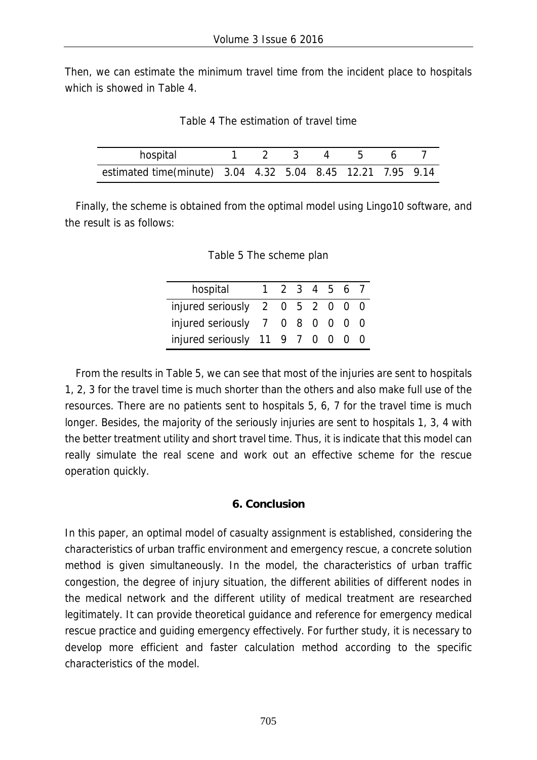Then, we can estimate the minimum travel time from the incident place to hospitals which is showed in Table 4.

Table 4 The estimation of travel time

| hospital | 1 | 2 | 3 | 4 | 5 | 6 | 7 |
|---|---|---|---|---|---|---|---|
| estimated time(minute) | 3.04 | 4.32 | 5.04 | 8.45 | 12.21 | 7.95 | 9.14 |

Finally, the scheme is obtained from the optimal model using Lingo10 software, and the result is as follows:

Table 5 The scheme plan

| hospital | 1 | 2 | 3 | 4 | 5 | 6 | 7 |
|---|---|---|---|---|---|---|---|
| injured seriously | 2 | 0 | 5 | 2 | 0 | 0 | 0 |
| injured seriously | 7 | 0 | 8 | 0 | 0 | 0 | 0 |
| injured seriously | 11 | 9 | 7 | 0 | 0 | 0 | 0 |

From the results in Table 5, we can see that most of the injuries are sent to hospitals 1, 2, 3 for the travel time is much shorter than the others and also make full use of the resources. There are no patients sent to hospitals 5, 6, 7 for the travel time is much longer. Besides, the majority of the seriously injuries are sent to hospitals 1, 3, 4 with the better treatment utility and short travel time. Thus, it is indicate that this model can really simulate the real scene and work out an effective scheme for the rescue operation quickly.

## 6. Conclusion

In this paper, an optimal model of casualty assignment is established, considering the characteristics of urban traffic environment and emergency rescue, a concrete solution method is given simultaneously. In the model, the characteristics of urban traffic congestion, the degree of injury situation, the different abilities of different nodes in the medical network and the different utility of medical treatment are researched legitimately. It can provide theoretical guidance and reference for emergency medical rescue practice and guiding emergency effectively. For further study, it is necessary to develop more efficient and faster calculation method according to the specific characteristics of the model.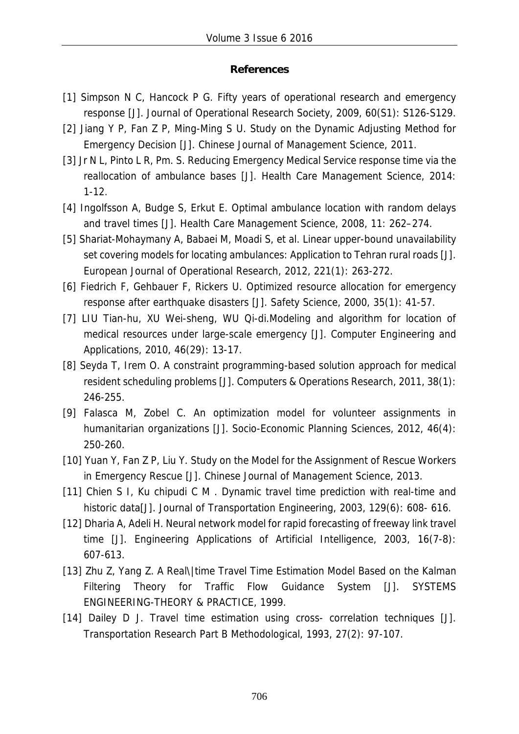## References

[1] Simpson N C, Hancock P G. Fifty years of operational research and emergency response [J]. Journal of Operational Research Society, 2009, 60(S1): S126-S129.

[2] Jiang Y P, Fan Z P, Ming-Ming S U. Study on the Dynamic Adjusting Method for Emergency Decision [J]. Chinese Journal of Management Science, 2011.

[3] Jr N L, Pinto L R, Pm. S. Reducing Emergency Medical Service response time via the reallocation of ambulance bases [J]. Health Care Management Science, 2014: 1-12.

[4] Ingolfsson A, Budge S, Erkut E. Optimal ambulance location with random delays and travel times [J]. Health Care Management Science, 2008, 11: 262–274.

[5] Shariat-Mohaymany A, Babaei M, Moadi S, et al. Linear upper-bound unavailability set covering models for locating ambulances: Application to Tehran rural roads [J]. European Journal of Operational Research, 2012, 221(1): 263-272.

[6] Fiedrich F, Gehbauer F, Rickers U. Optimized resource allocation for emergency response after earthquake disasters [J]. Safety Science, 2000, 35(1): 41-57.

[7] LIU Tian-hu, XU Wei-sheng, WU Qi-di.Modeling and algorithm for location of medical resources under large-scale emergency [J]. Computer Engineering and Applications, 2010, 46(29): 13-17.

[8] Seyda T, Irem O. A constraint programming-based solution approach for medical resident scheduling problems [J]. Computers & Operations Research, 2011, 38(1): 246-255.

[9] Falasca M, Zobel C. An optimization model for volunteer assignments in humanitarian organizations [J]. Socio-Economic Planning Sciences, 2012, 46(4): 250-260.

[10] Yuan Y, Fan Z P, Liu Y. Study on the Model for the Assignment of Rescue Workers in Emergency Rescue [J]. Chinese Journal of Management Science, 2013.

[11] Chien S I, Ku chipudi C M . Dynamic travel time prediction with real-time and historic data[J]. Journal of Transportation Engineering, 2003, 129(6): 608- 616.

[12] Dharia A, Adeli H. Neural network model for rapid forecasting of freeway link travel time [J]. Engineering Applications of Artificial Intelligence, 2003, 16(7-8): 607-613.

[13] Zhu Z, Yang Z. A Real\|time Travel Time Estimation Model Based on the Kalman Filtering Theory for Traffic Flow Guidance System [J]. SYSTEMS ENGINEERING-THEORY & PRACTICE, 1999.

[14] Dailey D J. Travel time estimation using cross- correlation techniques [J]. Transportation Research Part B Methodological, 1993, 27(2): 97-107.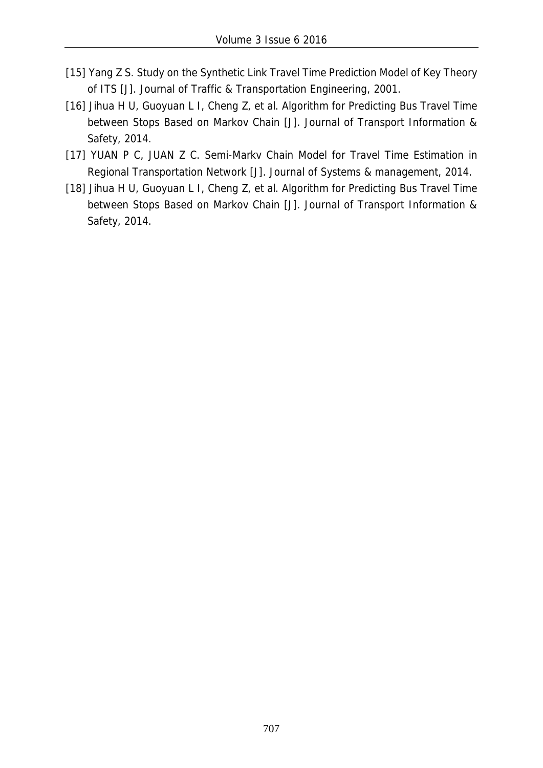[15] Yang Z S. Study on the Synthetic Link Travel Time Prediction Model of Key Theory of ITS [J]. Journal of Traffic & Transportation Engineering, 2001.

[16] Jihua H U, Guoyuan L I, Cheng Z, et al. Algorithm for Predicting Bus Travel Time between Stops Based on Markov Chain [J]. Journal of Transport Information & Safety, 2014.

[17] YUAN P C, JUAN Z C. Semi-Markv Chain Model for Travel Time Estimation in Regional Transportation Network [J]. Journal of Systems & management, 2014.

[18] Jihua H U, Guoyuan L I, Cheng Z, et al. Algorithm for Predicting Bus Travel Time between Stops Based on Markov Chain [J]. Journal of Transport Information & Safety, 2014.